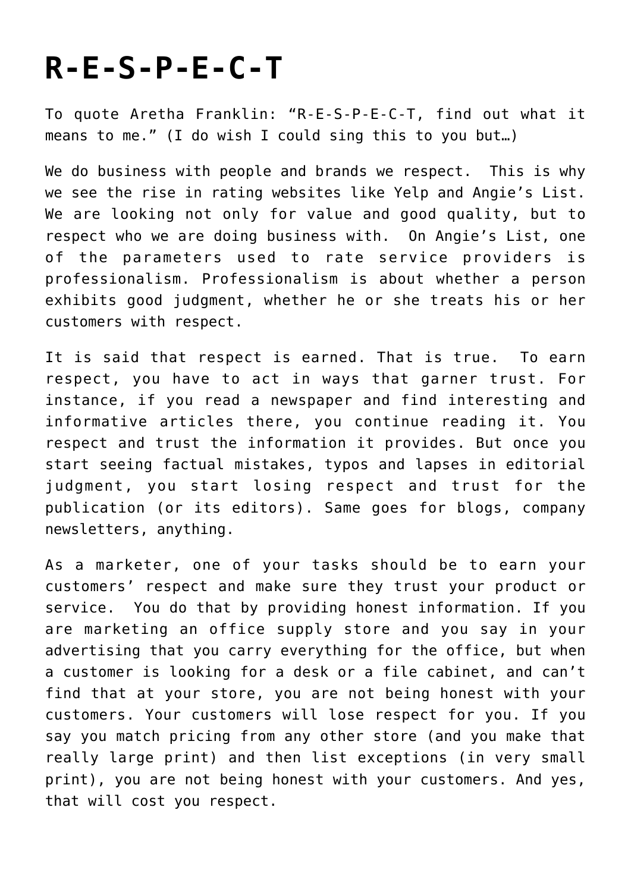# R-E-S-P-E-C-T

To quote Aretha Franklin: "R-E-S-P-E-C-T, find out what it means to me." (I do wish I could sing this to you but…)

We do business with people and brands we respect. This is why we see the rise in rating websites like Yelp and Angie's List. We are looking not only for value and good quality, but to respect who we are doing business with. On Angie's List, one of the parameters used to rate service providers is professionalism. Professionalism is about whether a person exhibits good judgment, whether he or she treats his or her customers with respect.

It is said that respect is earned. That is true. To earn respect, you have to act in ways that garner trust. For instance, if you read a newspaper and find interesting and informative articles there, you continue reading it. You respect and trust the information it provides. But once you start seeing factual mistakes, typos and lapses in editorial judgment, you start losing respect and trust for the publication (or its editors). Same goes for blogs, company newsletters, anything.

As a marketer, one of your tasks should be to earn your customers' respect and make sure they trust your product or service. You do that by providing honest information. If you are marketing an office supply store and you say in your advertising that you carry everything for the office, but when a customer is looking for a desk or a file cabinet, and can't find that at your store, you are not being honest with your customers. Your customers will lose respect for you. If you say you match pricing from any other store (and you make that really large print) and then list exceptions (in very small print), you are not being honest with your customers. And yes, that will cost you respect.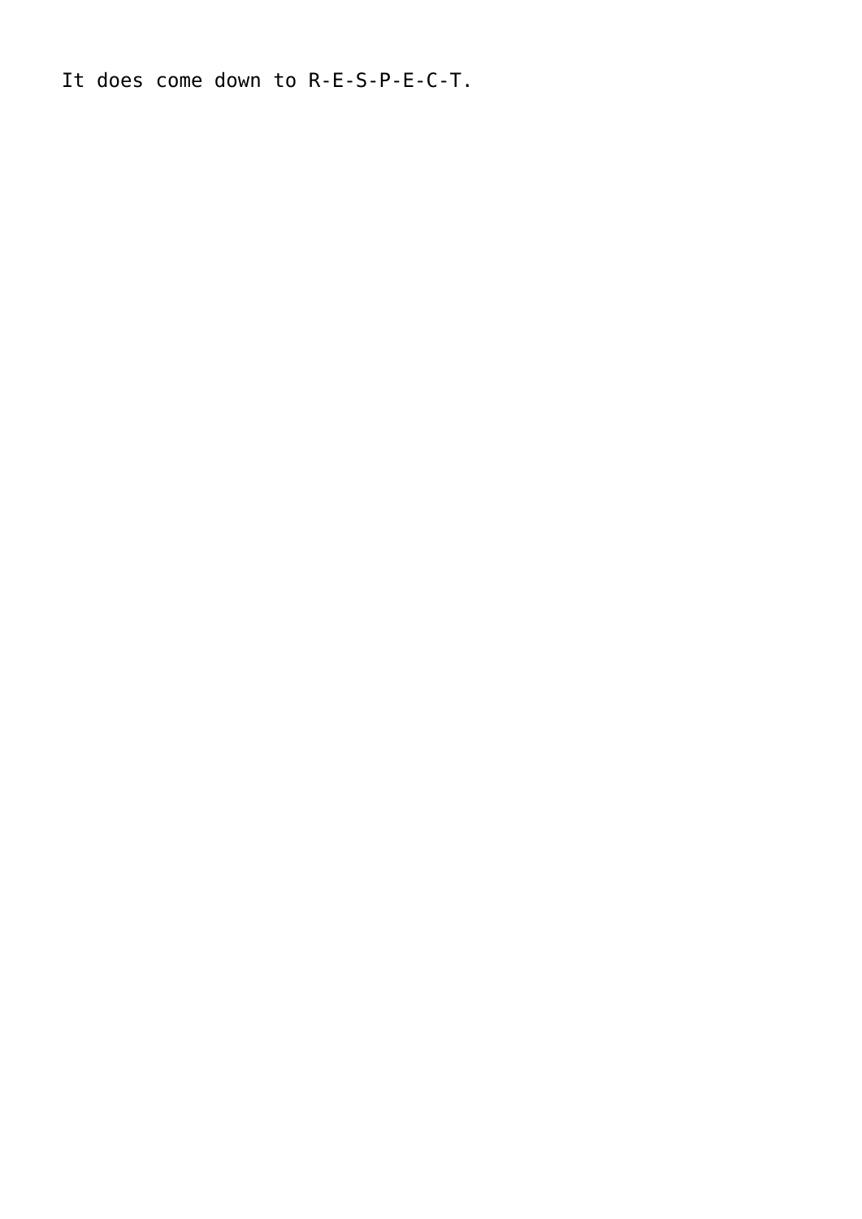It does come down to R-E-S-P-E-C-T.